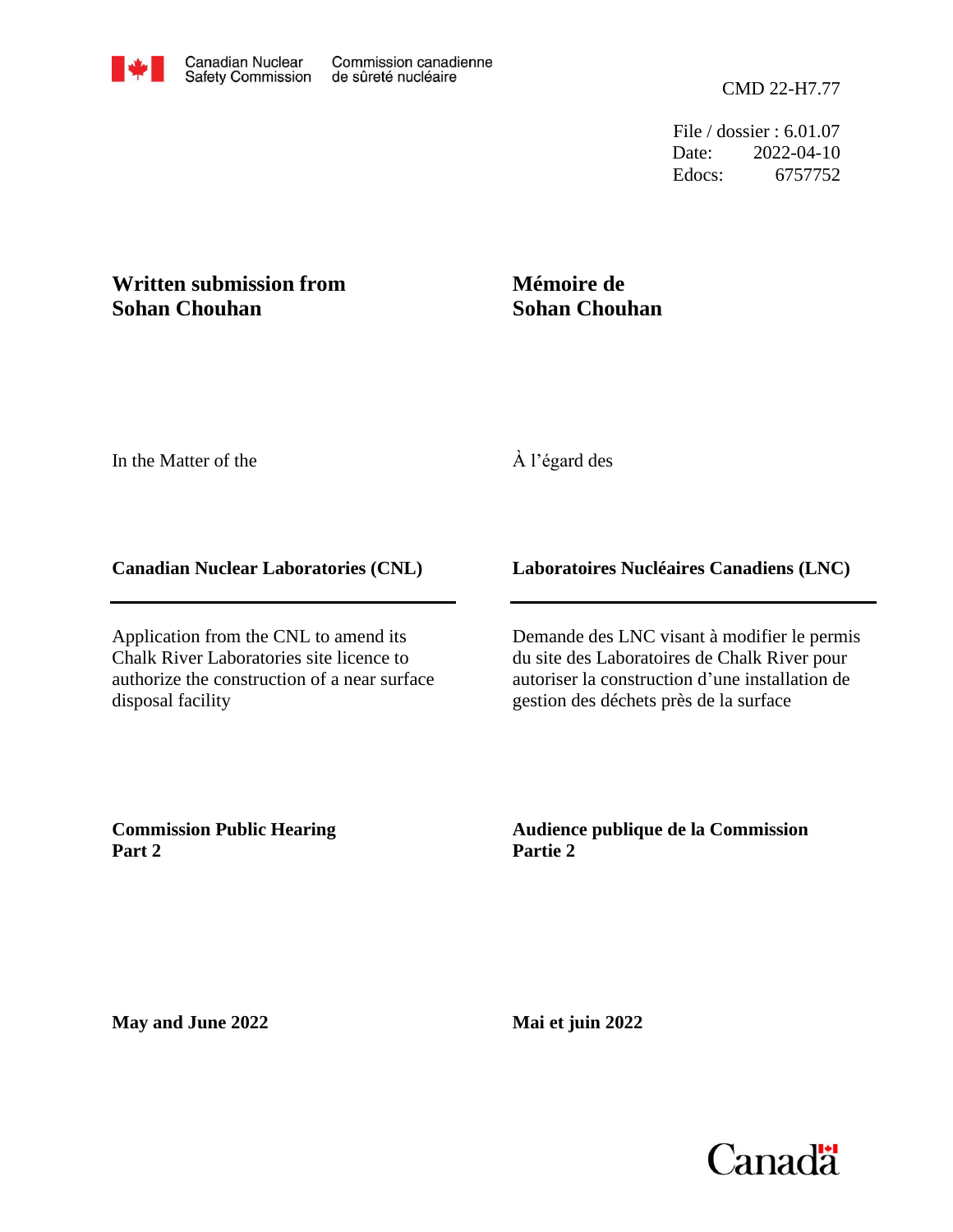Canadian Nuclear Safety Commission — Commission canadienne de sûreté nucléaire

CMD 22-H7.77

File / dossier : 6.01.07
Date: 2022-04-10
Edocs: 6757752

**Written submission from Sohan Chouhan**

**Mémoire de Sohan Chouhan**

In the Matter of the

À l'égard des

**Canadian Nuclear Laboratories (CNL)**

**Laboratoires Nucléaires Canadiens (LNC)**

Application from the CNL to amend its Chalk River Laboratories site licence to authorize the construction of a near surface disposal facility

Demande des LNC visant à modifier le permis du site des Laboratoires de Chalk River pour autoriser la construction d'une installation de gestion des déchets près de la surface

**Commission Public Hearing Part 2**

**Audience publique de la Commission Partie 2**

**May and June 2022**

**Mai et juin 2022**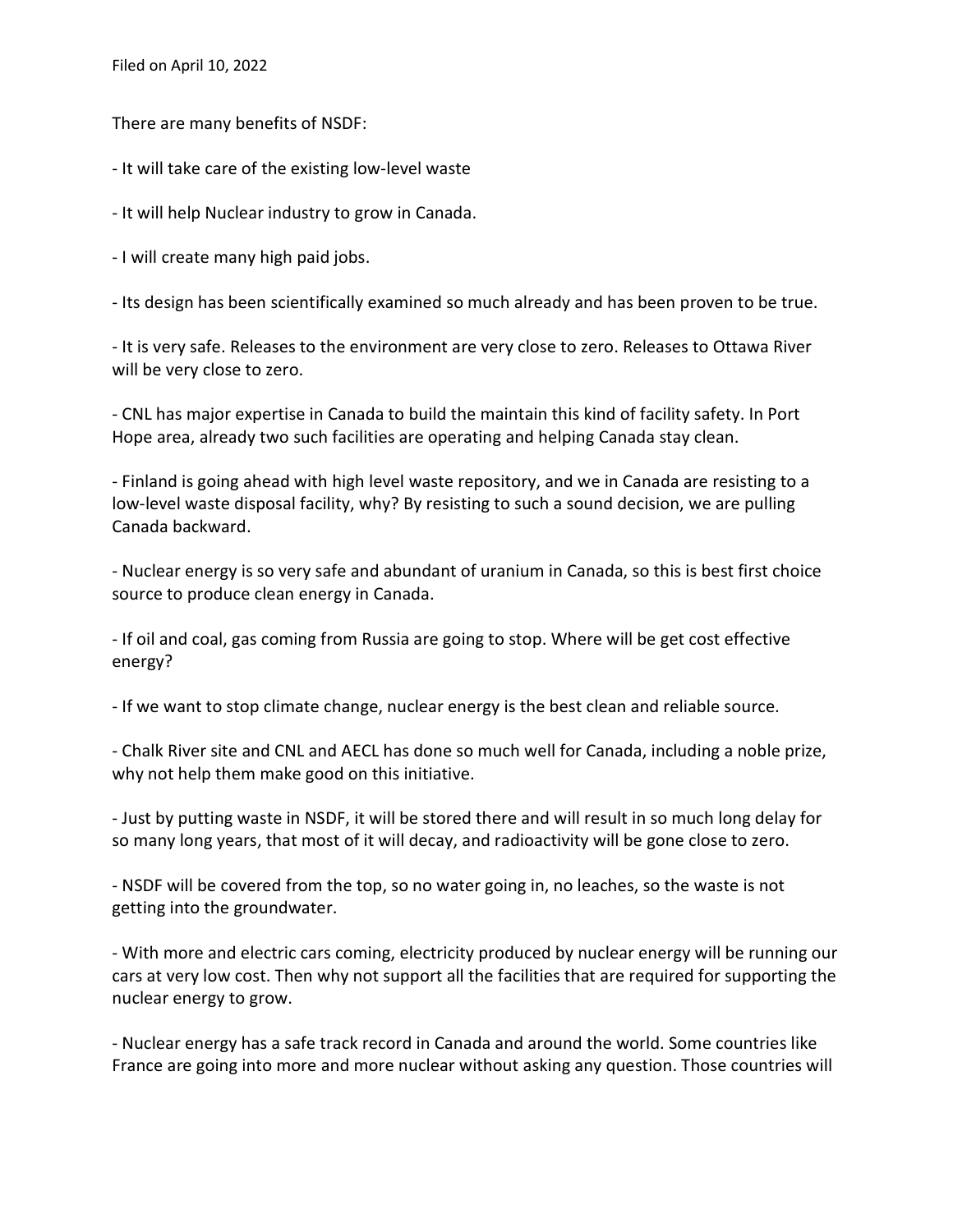Filed on April 10, 2022

There are many benefits of NSDF:

- It will take care of the existing low-level waste

- It will help Nuclear industry to grow in Canada.

- I will create many high paid jobs.

- Its design has been scientifically examined so much already and has been proven to be true.

- It is very safe. Releases to the environment are very close to zero. Releases to Ottawa River will be very close to zero.

- CNL has major expertise in Canada to build the maintain this kind of facility safety. In Port Hope area, already two such facilities are operating and helping Canada stay clean.

- Finland is going ahead with high level waste repository, and we in Canada are resisting to a low-level waste disposal facility, why? By resisting to such a sound decision, we are pulling Canada backward.

- Nuclear energy is so very safe and abundant of uranium in Canada, so this is best first choice source to produce clean energy in Canada.

- If oil and coal, gas coming from Russia are going to stop. Where will be get cost effective energy?

- If we want to stop climate change, nuclear energy is the best clean and reliable source.

- Chalk River site and CNL and AECL has done so much well for Canada, including a noble prize, why not help them make good on this initiative.

- Just by putting waste in NSDF, it will be stored there and will result in so much long delay for so many long years, that most of it will decay, and radioactivity will be gone close to zero.

- NSDF will be covered from the top, so no water going in, no leaches, so the waste is not getting into the groundwater.

- With more and electric cars coming, electricity produced by nuclear energy will be running our cars at very low cost. Then why not support all the facilities that are required for supporting the nuclear energy to grow.

- Nuclear energy has a safe track record in Canada and around the world. Some countries like France are going into more and more nuclear without asking any question. Those countries will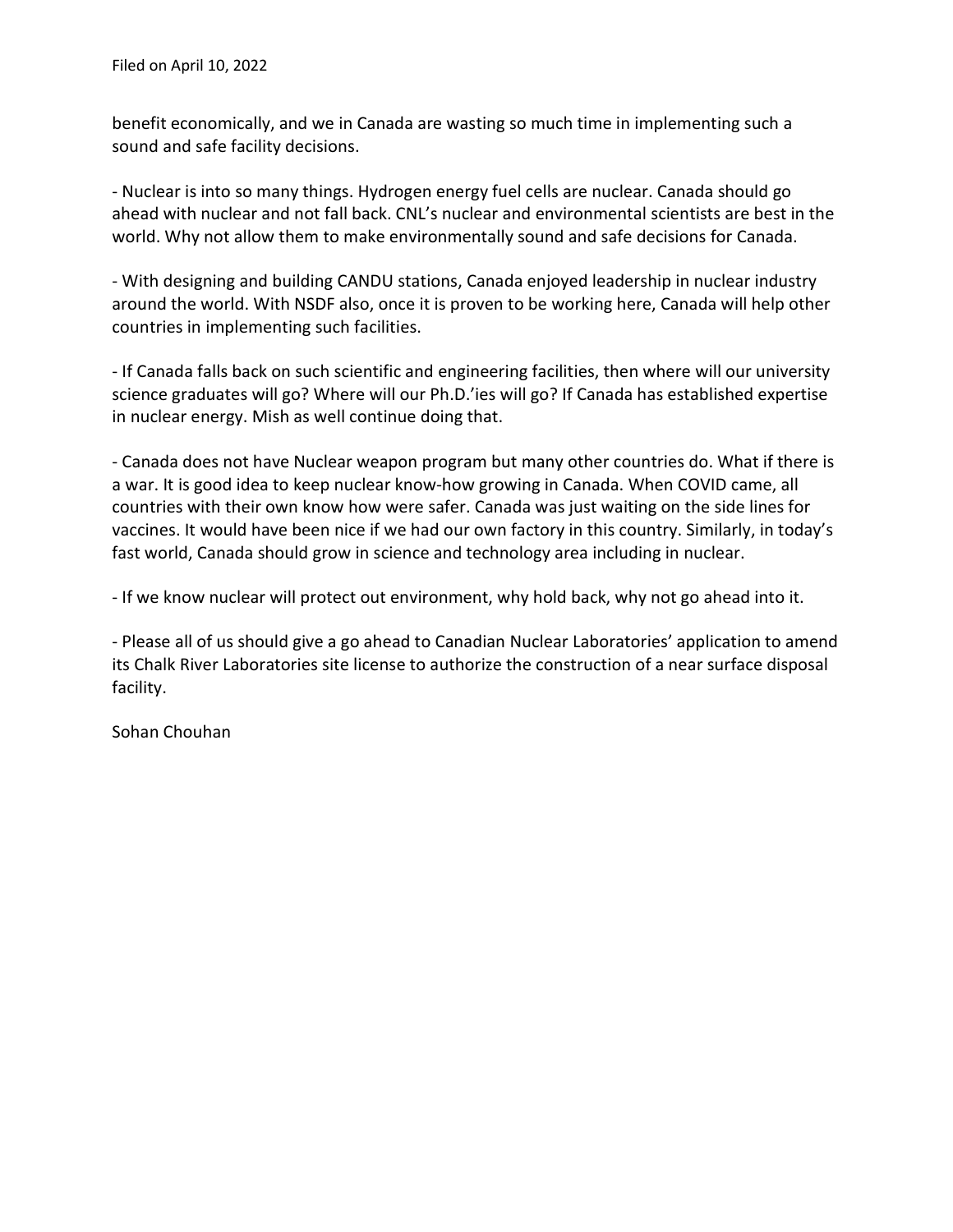benefit economically, and we in Canada are wasting so much time in implementing such a sound and safe facility decisions.

- Nuclear is into so many things. Hydrogen energy fuel cells are nuclear. Canada should go ahead with nuclear and not fall back. CNL's nuclear and environmental scientists are best in the world. Why not allow them to make environmentally sound and safe decisions for Canada.

- With designing and building CANDU stations, Canada enjoyed leadership in nuclear industry around the world. With NSDF also, once it is proven to be working here, Canada will help other countries in implementing such facilities.

- If Canada falls back on such scientific and engineering facilities, then where will our university science graduates will go? Where will our Ph.D.'ies will go? If Canada has established expertise in nuclear energy. Mish as well continue doing that.

- Canada does not have Nuclear weapon program but many other countries do. What if there is a war. It is good idea to keep nuclear know-how growing in Canada. When COVID came, all countries with their own know how were safer. Canada was just waiting on the side lines for vaccines. It would have been nice if we had our own factory in this country. Similarly, in today's fast world, Canada should grow in science and technology area including in nuclear.

- If we know nuclear will protect out environment, why hold back, why not go ahead into it.

- Please all of us should give a go ahead to Canadian Nuclear Laboratories' application to amend its Chalk River Laboratories site license to authorize the construction of a near surface disposal facility.

Sohan Chouhan